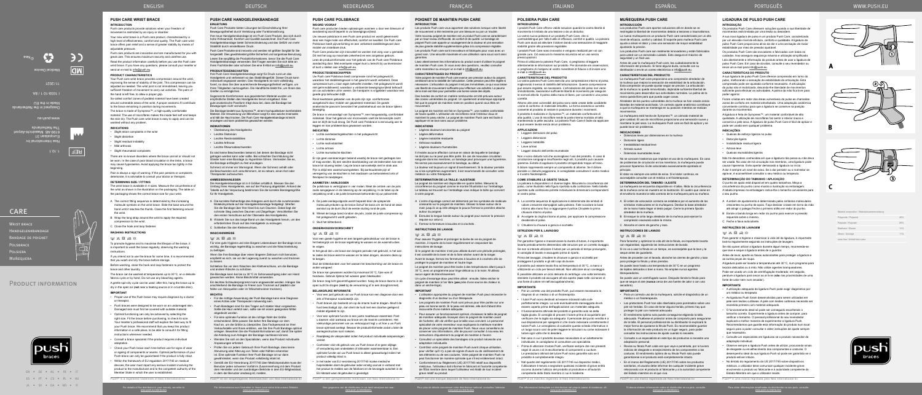# PUSH CARE WRIST BRACE

## INTRODUCTION

Push care products provide solutions when your freedom of movement is restricted by an injury or disorder.

Your new wrist brace is a Push care product, characterised by a high level of effectiveness, comfort and quality. The Push care wrist brace offers pain relief and a sense of greater stability by means of adjustable pressure.

Push care products are innovative and manufactured for you with great care. This ensures maximum security and comfort use.

Read the product information carefully before you use the Push care wrist brace. If you have any questions, please consult your reseller or send an e-mail to info@push.eu

## PRODUCT CHARACTERISTICS

Your Push care wrist brace provides compression around the wrist, improving the sense of stability of the joint. This compression can be adjusted as needed. The wrist joint is not immobilised, leaving you sufficient freedom of movement to carry out activities. The palm of the hand is left free, allowing a proper grip.

So-called comfort zones of padded material have been created around vulnerable areas of the wrist. A proper anatomic fit contribute to the brace remaining in position during movements.

The brace is made of Sympress™, a high-quality comfortable material. The use of microfibres makes the inside feel soft and keeps the skin dry. The Push care wrist brace is easy to apply and can be washed without any problem.

## INDICATIONS

- Slight strain complaints in the wrist
- Slight distortion
- Slight residual instability
- Mild arthrosis
- Slight rheumatoid complaints

There are no known disorders where the brace cannot or should not be worn. In the case of poor local circulation in the limbs, a brace may cause hypertension. Avoid applying the brace too tightly in the beginning.

Pain is always a sign of warning. If the pain persists or complaints deteriorate, it is advisable to consult your doctor or therapist.

## DETERMINING SIZE / FITTING

The wrist brace is available in 4 sizes. Measure the circumference of the wrist as shown in the illustration on the packaging. The table on the packaging shows the correct brace size for your wrist.

A. The correct fitting sequence is determined by the increasing malleolus symbols on the wrist brace. Slide the brace around the hand until it reaches the thumb. Close the first fastening around the wrist.
B. Wrap the long strap around the wrist to apply the required compression to the wrist.
C. Close the hook and loop fastener.

## WASHING INSTRUCTIONS

To promote hygiene and to maximise the lifespan of the brace, it is important to wash the brace regularly, observing the washing instructions.

If you intend not to use the brace for some time, it is recommended that you wash and dry the brace before storage.

Before washing, close the hook and loop fasteners to protect the brace and other laundry.

The brace can be washed at temperatures up to 30°C, on a delicate fabrics cycle or by hand. Do not use any bleaching agents.

A gentle spin-dry cycle can be used after this, hang the brace up to dry in the open air (**not** near a heating source or in a tumble drier).

## IMPORTANT

- Proper use of the Push brace may require diagnosis by a doctor or therapist.
- Push braces were designed to be worn on an undamaged skin. Damaged skin must first be covered with suitable material.
- Optimal functioning can only be achieved by selecting the right size. Fit the brace before purchasing, to check its size. Your reseller is professional staff will explain how best to fit your Push brace. We recommend that you keep this product information in a safe place, to be able to consult it for fitting instructions wherever needed.
- Consult a brace specialist if the product requires individual adaptation.
- Check your Push brace each time before use for signs of wear or ageing of components or seams. Optimal performance of your Push brace can only be guaranteed if the product is fully intact.
- Within the framework of EU regulation 2017/745 on medical devices, the user must report any serious incident involving the product to the manufacturer and to the competent authority of the Member State in which the user is established.

Push® is a registered trademark of Nea International bv

---

CARE

Wrist brace
Handgelenkbandage
Bandage de poignet
Polsbrace
Polsiera
Muñequera

Product information

Nea International bv
Europalaan 31
6199 AB Maastricht-Airport
The Netherlands
www.push.eu

1.1020.103 / 0A
11/2021

Designed in the Netherlands
Made in the EU

---

# PUSH CARE HANDGELENKBANDAGE

# PUSH CARE POLSBRACE

# POIGNET DE MAINTIEN PUSH CARE

# POLSIERA PUSH CARE

# MUÑEQUERA PUSH CARE

# LIGADURA DE PULSO PUSH CARE

| Material composition / Material composition | |
|---|---|
| Polyamide / Polyamid | 40% |
| Polyester / Polyester | 26% |
| Elasthane / Elastan | 10% |
| Others / Sonstige | 1% |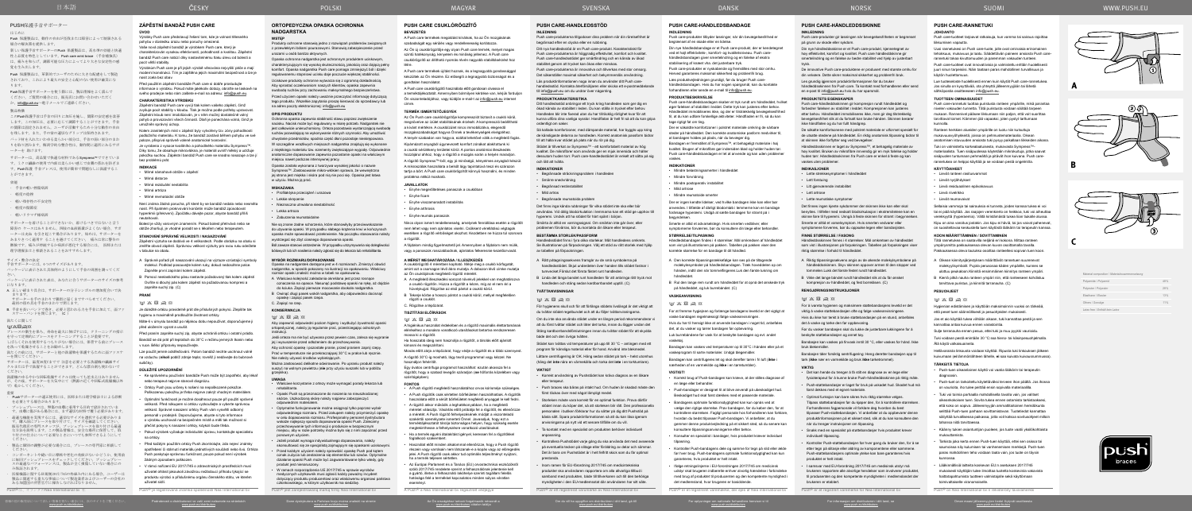ČESKY | POLSKI | MAGYAR | SVENSKA | DANSK | NORSK | SUOMI | WWW.PUSH.EU

## ZÁPĚSTNÍ BANDÁŽ PUSH CARE

## ORTOPEDYCZNA OPASKA OCHRONNA NADGARSTKA

## PUSH CARE CSUKLÓRÖGZÍTŐ

## PUSH CARE-HANDLEDSSTÖD

## PUSH CARE-HÅNDLEDSBANDAGE

## PUSH CARE-HÅNDLEDDSSKINNE

## PUSH CARE-RANNETUKI

| | |
|---|---|
| Polyamide / Polyamid | 46% |
| Polyester / Polyester | 25% |
| Elastane / Elastan | 15% |
| Others / Sonstige | 14% |
| Latex free / Enthält kein Latex | |